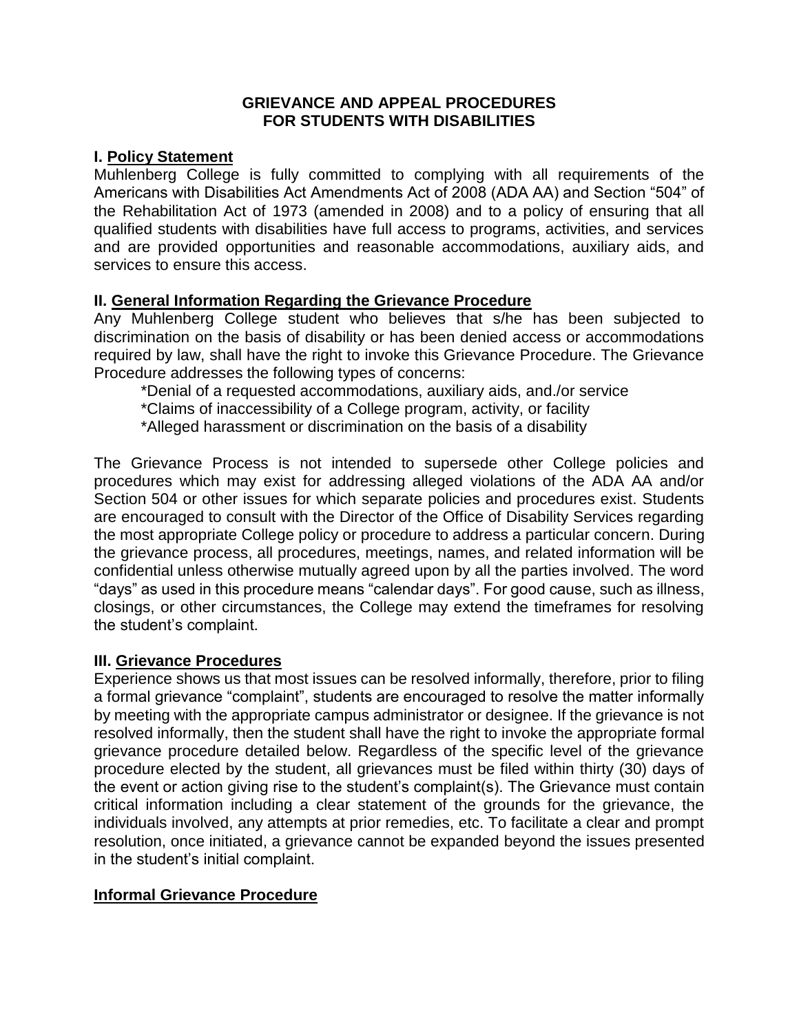# GRIEVANCE AND APPEAL PROCEDURES FOR STUDENTS WITH DISABILITIES

## I. Policy Statement

Muhlenberg College is fully committed to complying with all requirements of the Americans with Disabilities Act Amendments Act of 2008 (ADA AA) and Section "504" of the Rehabilitation Act of 1973 (amended in 2008) and to a policy of ensuring that all qualified students with disabilities have full access to programs, activities, and services and are provided opportunities and reasonable accommodations, auxiliary aids, and services to ensure this access.

## II. General Information Regarding the Grievance Procedure

Any Muhlenberg College student who believes that s/he has been subjected to discrimination on the basis of disability or has been denied access or accommodations required by law, shall have the right to invoke this Grievance Procedure. The Grievance Procedure addresses the following types of concerns:

*Denial of a requested accommodations, auxiliary aids, and./or service
*Claims of inaccessibility of a College program, activity, or facility
*Alleged harassment or discrimination on the basis of a disability

The Grievance Process is not intended to supersede other College policies and procedures which may exist for addressing alleged violations of the ADA AA and/or Section 504 or other issues for which separate policies and procedures exist. Students are encouraged to consult with the Director of the Office of Disability Services regarding the most appropriate College policy or procedure to address a particular concern. During the grievance process, all procedures, meetings, names, and related information will be confidential unless otherwise mutually agreed upon by all the parties involved. The word "days" as used in this procedure means "calendar days". For good cause, such as illness, closings, or other circumstances, the College may extend the timeframes for resolving the student's complaint.

## III. Grievance Procedures

Experience shows us that most issues can be resolved informally, therefore, prior to filing a formal grievance "complaint", students are encouraged to resolve the matter informally by meeting with the appropriate campus administrator or designee. If the grievance is not resolved informally, then the student shall have the right to invoke the appropriate formal grievance procedure detailed below. Regardless of the specific level of the grievance procedure elected by the student, all grievances must be filed within thirty (30) days of the event or action giving rise to the student's complaint(s). The Grievance must contain critical information including a clear statement of the grounds for the grievance, the individuals involved, any attempts at prior remedies, etc. To facilitate a clear and prompt resolution, once initiated, a grievance cannot be expanded beyond the issues presented in the student's initial complaint.

### Informal Grievance Procedure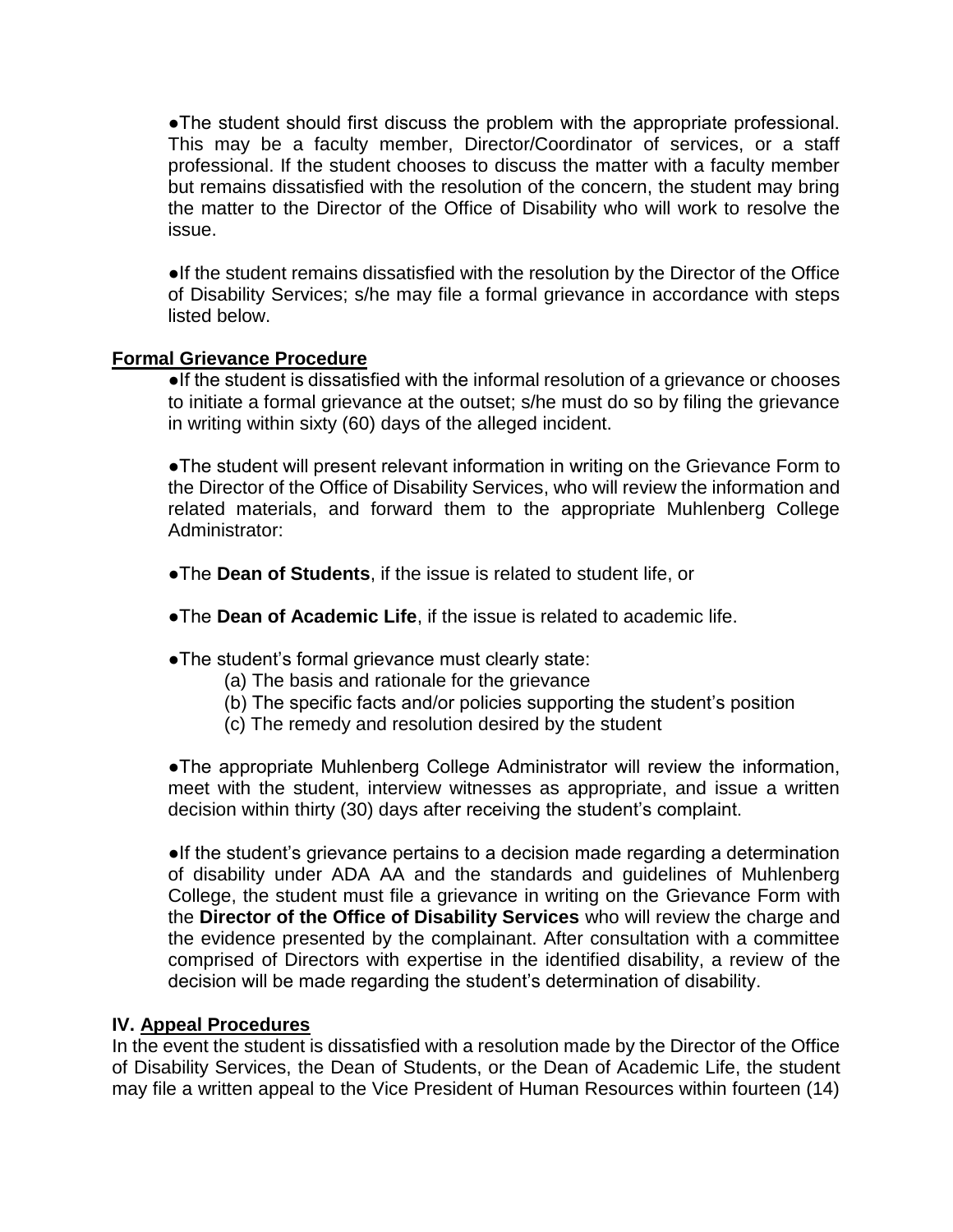●The student should first discuss the problem with the appropriate professional. This may be a faculty member, Director/Coordinator of services, or a staff professional. If the student chooses to discuss the matter with a faculty member but remains dissatisfied with the resolution of the concern, the student may bring the matter to the Director of the Office of Disability who will work to resolve the issue.

●If the student remains dissatisfied with the resolution by the Director of the Office of Disability Services; s/he may file a formal grievance in accordance with steps listed below.

**Formal Grievance Procedure**

●If the student is dissatisfied with the informal resolution of a grievance or chooses to initiate a formal grievance at the outset; s/he must do so by filing the grievance in writing within sixty (60) days of the alleged incident.

●The student will present relevant information in writing on the Grievance Form to the Director of the Office of Disability Services, who will review the information and related materials, and forward them to the appropriate Muhlenberg College Administrator:

●The **Dean of Students**, if the issue is related to student life, or

●The **Dean of Academic Life**, if the issue is related to academic life.

●The student's formal grievance must clearly state:

(a) The basis and rationale for the grievance
(b) The specific facts and/or policies supporting the student's position
(c) The remedy and resolution desired by the student

●The appropriate Muhlenberg College Administrator will review the information, meet with the student, interview witnesses as appropriate, and issue a written decision within thirty (30) days after receiving the student's complaint.

●If the student's grievance pertains to a decision made regarding a determination of disability under ADA AA and the standards and guidelines of Muhlenberg College, the student must file a grievance in writing on the Grievance Form with the **Director of the Office of Disability Services** who will review the charge and the evidence presented by the complainant. After consultation with a committee comprised of Directors with expertise in the identified disability, a review of the decision will be made regarding the student's determination of disability.

## IV. Appeal Procedures

In the event the student is dissatisfied with a resolution made by the Director of the Office of Disability Services, the Dean of Students, or the Dean of Academic Life, the student may file a written appeal to the Vice President of Human Resources within fourteen (14)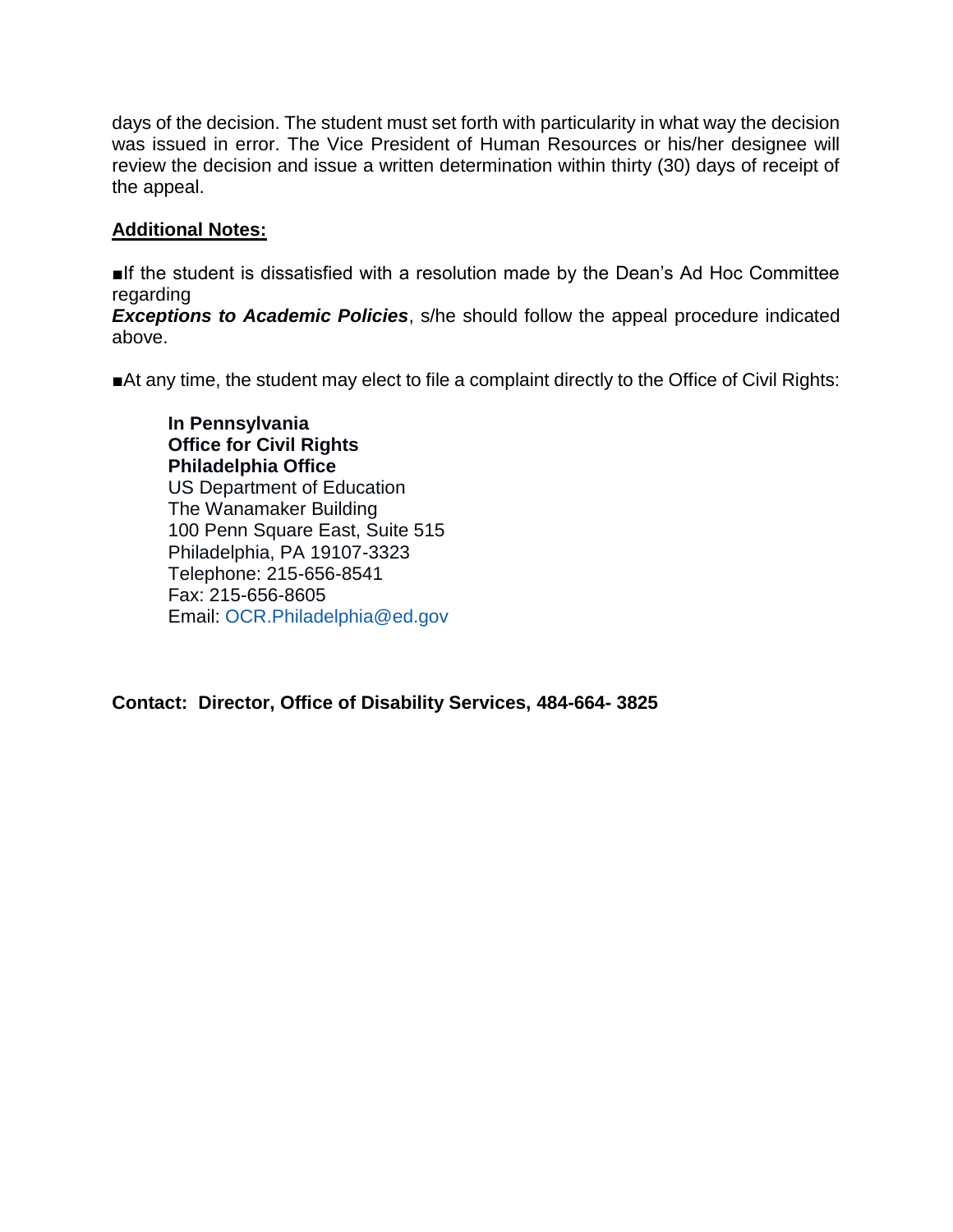days of the decision. The student must set forth with particularity in what way the decision was issued in error. The Vice President of Human Resources or his/her designee will review the decision and issue a written determination within thirty (30) days of receipt of the appeal.

**Additional Notes:**

■If the student is dissatisfied with a resolution made by the Dean's Ad Hoc Committee regarding
***Exceptions to Academic Policies***, s/he should follow the appeal procedure indicated above.

■At any time, the student may elect to file a complaint directly to the Office of Civil Rights:

> **In Pennsylvania**
> **Office for Civil Rights**
> **Philadelphia Office**
> US Department of Education
> The Wanamaker Building
> 100 Penn Square East, Suite 515
> Philadelphia, PA 19107-3323
> Telephone: 215-656-8541
> Fax: 215-656-8605
> Email: OCR.Philadelphia@ed.gov

**Contact: Director, Office of Disability Services, 484-664- 3825**